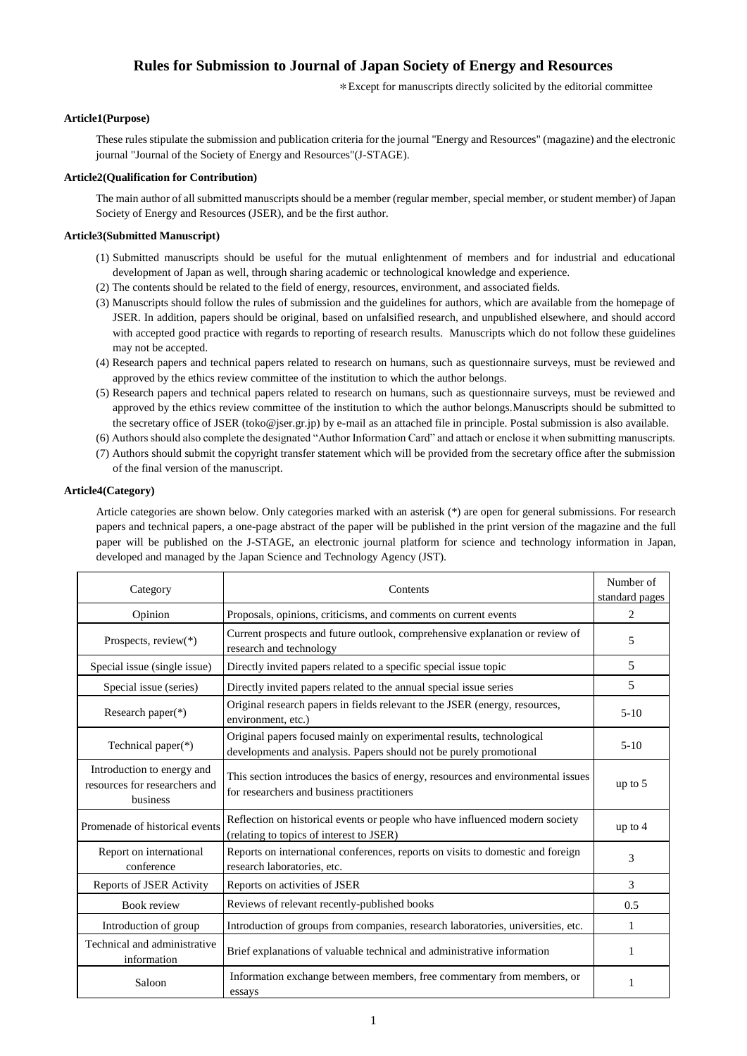# Rules for Submission to Journal of Japan Society of Energy and Resources

＊Except for manuscripts directly solicited by the editorial committee

**Article1(Purpose)**

These rules stipulate the submission and publication criteria for the journal "Energy and Resources" (magazine) and the electronic journal "Journal of the Society of Energy and Resources"(J-STAGE).

**Article2(Qualification for Contribution)**

The main author of all submitted manuscripts should be a member (regular member, special member, or student member) of Japan Society of Energy and Resources (JSER), and be the first author.

**Article3(Submitted Manuscript)**

(1) Submitted manuscripts should be useful for the mutual enlightenment of members and for industrial and educational development of Japan as well, through sharing academic or technological knowledge and experience.
(2) The contents should be related to the field of energy, resources, environment, and associated fields.
(3) Manuscripts should follow the rules of submission and the guidelines for authors, which are available from the homepage of JSER. In addition, papers should be original, based on unfalsified research, and unpublished elsewhere, and should accord with accepted good practice with regards to reporting of research results. Manuscripts which do not follow these guidelines may not be accepted.
(4) Research papers and technical papers related to research on humans, such as questionnaire surveys, must be reviewed and approved by the ethics review committee of the institution to which the author belongs.
(5) Research papers and technical papers related to research on humans, such as questionnaire surveys, must be reviewed and approved by the ethics review committee of the institution to which the author belongs.Manuscripts should be submitted to the secretary office of JSER (toko@jser.gr.jp) by e-mail as an attached file in principle. Postal submission is also available.
(6) Authors should also complete the designated "Author Information Card" and attach or enclose it when submitting manuscripts.
(7) Authors should submit the copyright transfer statement which will be provided from the secretary office after the submission of the final version of the manuscript.

**Article4(Category)**

Article categories are shown below. Only categories marked with an asterisk (*) are open for general submissions. For research papers and technical papers, a one-page abstract of the paper will be published in the print version of the magazine and the full paper will be published on the J-STAGE, an electronic journal platform for science and technology information in Japan, developed and managed by the Japan Science and Technology Agency (JST).

| Category | Contents | Number of standard pages |
|---|---|---|
| Opinion | Proposals, opinions, criticisms, and comments on current events | 2 |
| Prospects, review(*) | Current prospects and future outlook, comprehensive explanation or review of research and technology | 5 |
| Special issue (single issue) | Directly invited papers related to a specific special issue topic | 5 |
| Special issue (series) | Directly invited papers related to the annual special issue series | 5 |
| Research paper(*) | Original research papers in fields relevant to the JSER (energy, resources, environment, etc.) | 5-10 |
| Technical paper(*) | Original papers focused mainly on experimental results, technological developments and analysis. Papers should not be purely promotional | 5-10 |
| Introduction to energy and resources for researchers and business | This section introduces the basics of energy, resources and environmental issues for researchers and business practitioners | up to 5 |
| Promenade of historical events | Reflection on historical events or people who have influenced modern society (relating to topics of interest to JSER) | up to 4 |
| Report on international conference | Reports on international conferences, reports on visits to domestic and foreign research laboratories, etc. | 3 |
| Reports of JSER Activity | Reports on activities of JSER | 3 |
| Book review | Reviews of relevant recently-published books | 0.5 |
| Introduction of group | Introduction of groups from companies, research laboratories, universities, etc. | 1 |
| Technical and administrative information | Brief explanations of valuable technical and administrative information | 1 |
| Saloon | Information exchange between members, free commentary from members, or essays | 1 |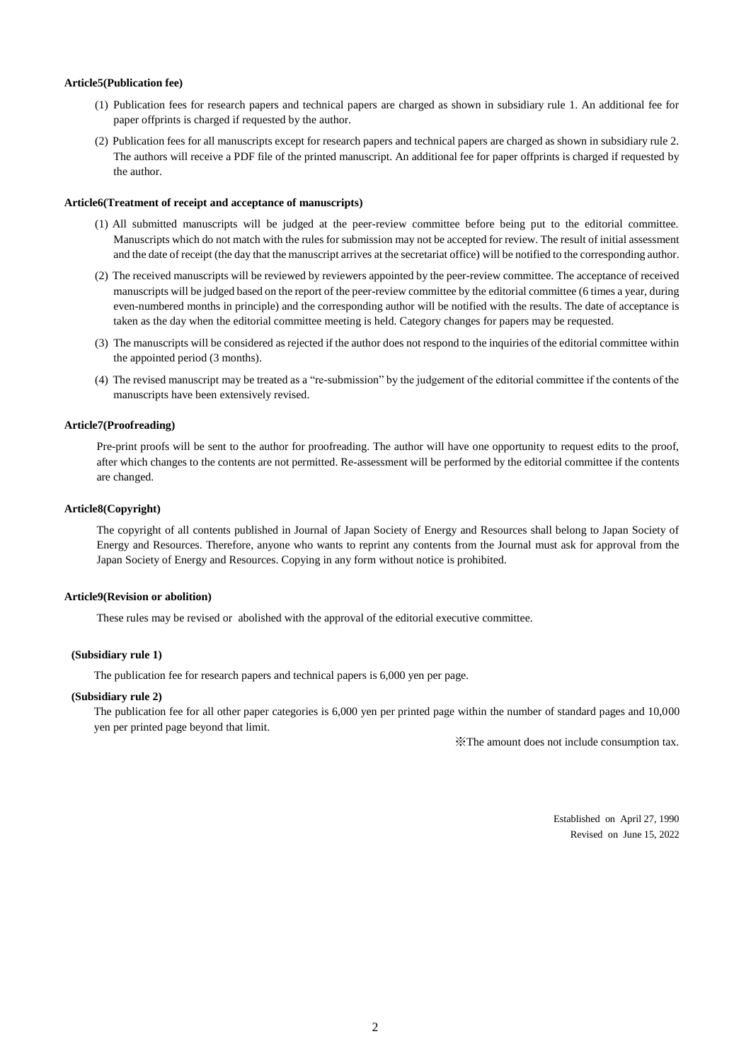**Article5(Publication fee)**

(1) Publication fees for research papers and technical papers are charged as shown in subsidiary rule 1. An additional fee for paper offprints is charged if requested by the author.

(2) Publication fees for all manuscripts except for research papers and technical papers are charged as shown in subsidiary rule 2. The authors will receive a PDF file of the printed manuscript. An additional fee for paper offprints is charged if requested by the author.

**Article6(Treatment of receipt and acceptance of manuscripts)**

(1) All submitted manuscripts will be judged at the peer-review committee before being put to the editorial committee. Manuscripts which do not match with the rules for submission may not be accepted for review. The result of initial assessment and the date of receipt (the day that the manuscript arrives at the secretariat office) will be notified to the corresponding author.

(2) The received manuscripts will be reviewed by reviewers appointed by the peer-review committee. The acceptance of received manuscripts will be judged based on the report of the peer-review committee by the editorial committee (6 times a year, during even-numbered months in principle) and the corresponding author will be notified with the results. The date of acceptance is taken as the day when the editorial committee meeting is held. Category changes for papers may be requested.

(3) The manuscripts will be considered as rejected if the author does not respond to the inquiries of the editorial committee within the appointed period (3 months).

(4) The revised manuscript may be treated as a "re-submission" by the judgement of the editorial committee if the contents of the manuscripts have been extensively revised.

**Article7(Proofreading)**

Pre-print proofs will be sent to the author for proofreading. The author will have one opportunity to request edits to the proof, after which changes to the contents are not permitted. Re-assessment will be performed by the editorial committee if the contents are changed.

**Article8(Copyright)**

The copyright of all contents published in Journal of Japan Society of Energy and Resources shall belong to Japan Society of Energy and Resources. Therefore, anyone who wants to reprint any contents from the Journal must ask for approval from the Japan Society of Energy and Resources. Copying in any form without notice is prohibited.

**Article9(Revision or abolition)**

These rules may be revised or abolished with the approval of the editorial executive committee.

**(Subsidiary rule 1)**

The publication fee for research papers and technical papers is 6,000 yen per page.

**(Subsidiary rule 2)**

The publication fee for all other paper categories is 6,000 yen per printed page within the number of standard pages and 10,000 yen per printed page beyond that limit.

※The amount does not include consumption tax.

Established on April 27, 1990
Revised on June 15, 2022